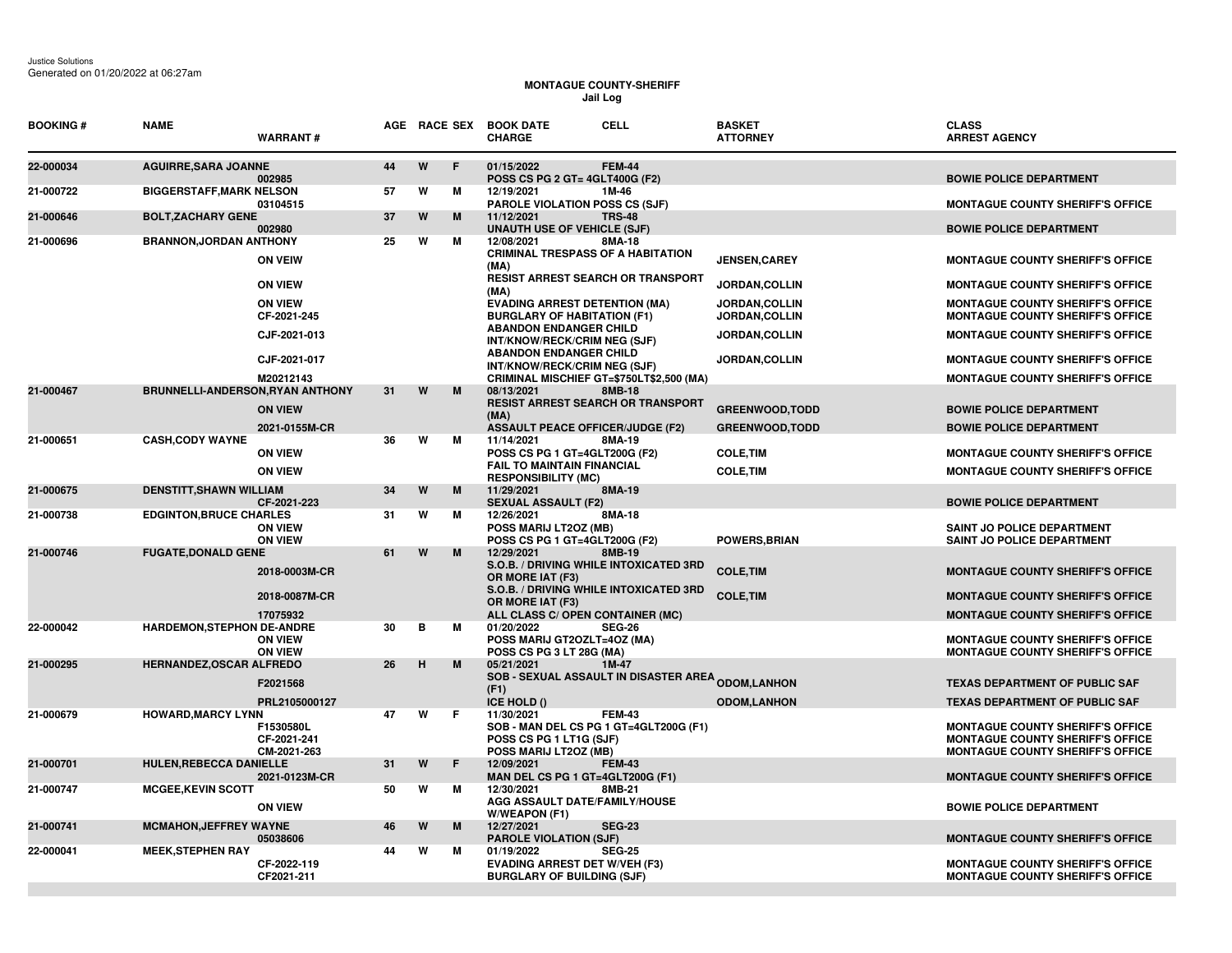Justice Solutions
Generated on 01/20/2022 at 06:27am

**MONTAGUE COUNTY-SHERIFF**
**Jail Log**

| BOOKING # | NAME | WARRANT # | AGE | RACE | SEX | BOOK DATE / CHARGE | CELL | BASKET / ATTORNEY | CLASS / ARREST AGENCY |
|---|---|---|---|---|---|---|---|---|---|
| 22-000034 | AGUIRRE,SARA JOANNE | | 44 | W | F | 01/15/2022 | FEM-44 | | |
| | | 002985 | | | | POSS CS PG 2 GT= 4GLT400G (F2) | | | BOWIE POLICE DEPARTMENT |
| 21-000722 | BIGGERSTAFF,MARK NELSON | | 57 | W | M | 12/19/2021 | 1M-46 | | |
| | | 03104515 | | | | PAROLE VIOLATION POSS CS (SJF) | | | MONTAGUE COUNTY SHERIFF'S OFFICE |
| 21-000646 | BOLT,ZACHARY GENE | | 37 | W | M | 11/12/2021 | TRS-48 | | |
| | | 002980 | | | | UNAUTH USE OF VEHICLE (SJF) | | | BOWIE POLICE DEPARTMENT |
| 21-000696 | BRANNON,JORDAN ANTHONY | | 25 | W | M | 12/08/2021 | 8MA-18 | | |
| | | ON VEIW | | | | CRIMINAL TRESPASS OF A HABITATION (MA) | | JENSEN,CAREY | MONTAGUE COUNTY SHERIFF'S OFFICE |
| | | ON VIEW | | | | RESIST ARREST SEARCH OR TRANSPORT (MA) | | JORDAN,COLLIN | MONTAGUE COUNTY SHERIFF'S OFFICE |
| | | ON VIEW | | | | EVADING ARREST DETENTION (MA) | | JORDAN,COLLIN | MONTAGUE COUNTY SHERIFF'S OFFICE |
| | | CF-2021-245 | | | | BURGLARY OF HABITATION (F1) | | JORDAN,COLLIN | MONTAGUE COUNTY SHERIFF'S OFFICE |
| | | CJF-2021-013 | | | | ABANDON ENDANGER CHILD INT/KNOW/RECK/CRIM NEG (SJF) | | JORDAN,COLLIN | MONTAGUE COUNTY SHERIFF'S OFFICE |
| | | CJF-2021-017 | | | | ABANDON ENDANGER CHILD INT/KNOW/RECK/CRIM NEG (SJF) | | JORDAN,COLLIN | MONTAGUE COUNTY SHERIFF'S OFFICE |
| | | M20212143 | | | | CRIMINAL MISCHIEF GT=$750LT$2,500 (MA) | | | MONTAGUE COUNTY SHERIFF'S OFFICE |
| 21-000467 | BRUNNELLI-ANDERSON,RYAN ANTHONY | | 31 | W | M | 08/13/2021 | 8MB-18 | | |
| | | ON VIEW | | | | RESIST ARREST SEARCH OR TRANSPORT (MA) | | GREENWOOD,TODD | BOWIE POLICE DEPARTMENT |
| | | 2021-0155M-CR | | | | ASSAULT PEACE OFFICER/JUDGE (F2) | | GREENWOOD,TODD | BOWIE POLICE DEPARTMENT |
| 21-000651 | CASH,CODY WAYNE | | 36 | W | M | 11/14/2021 | 8MA-19 | | |
| | | ON VIEW | | | | POSS CS PG 1 GT=4GLT200G (F2) | | COLE,TIM | MONTAGUE COUNTY SHERIFF'S OFFICE |
| | | ON VIEW | | | | FAIL TO MAINTAIN FINANCIAL RESPONSIBILITY (MC) | | COLE,TIM | MONTAGUE COUNTY SHERIFF'S OFFICE |
| 21-000675 | DENSTITT,SHAWN WILLIAM | | 34 | W | M | 11/29/2021 | 8MA-19 | | |
| | | CF-2021-223 | | | | SEXUAL ASSAULT (F2) | | | BOWIE POLICE DEPARTMENT |
| 21-000738 | EDGINTON,BRUCE CHARLES | | 31 | W | M | 12/26/2021 | 8MA-18 | | |
| | | ON VIEW | | | | POSS MARIJ LT2OZ (MB) | | | SAINT JO POLICE DEPARTMENT |
| | | ON VIEW | | | | POSS CS PG 1 GT=4GLT200G (F2) | | POWERS,BRIAN | SAINT JO POLICE DEPARTMENT |
| 21-000746 | FUGATE,DONALD GENE | | 61 | W | M | 12/29/2021 | 8MB-19 | | |
| | | 2018-0003M-CR | | | | S.O.B. / DRIVING WHILE INTOXICATED 3RD OR MORE IAT (F3) | | COLE,TIM | MONTAGUE COUNTY SHERIFF'S OFFICE |
| | | 2018-0087M-CR | | | | S.O.B. / DRIVING WHILE INTOXICATED 3RD OR MORE IAT (F3) | | COLE,TIM | MONTAGUE COUNTY SHERIFF'S OFFICE |
| | | 17075932 | | | | ALL CLASS C/ OPEN CONTAINER (MC) | | | MONTAGUE COUNTY SHERIFF'S OFFICE |
| 22-000042 | HARDEMON,STEPHON DE-ANDRE | | 30 | B | M | 01/20/2022 | SEG-26 | | |
| | | ON VIEW | | | | POSS MARIJ GT2OZLT=4OZ (MA) | | | MONTAGUE COUNTY SHERIFF'S OFFICE |
| | | ON VIEW | | | | POSS CS PG 3 LT 28G (MA) | | | MONTAGUE COUNTY SHERIFF'S OFFICE |
| 21-000295 | HERNANDEZ,OSCAR ALFREDO | | 26 | H | M | 05/21/2021 | 1M-47 | | |
| | | F2021568 | | | | SOB - SEXUAL ASSAULT IN DISASTER AREA (F1) | | ODOM,LANHON | TEXAS DEPARTMENT OF PUBLIC SAF |
| | | PRL2105000127 | | | | ICE HOLD () | | ODOM,LANHON | TEXAS DEPARTMENT OF PUBLIC SAF |
| 21-000679 | HOWARD,MARCY LYNN | | 47 | W | F | 11/30/2021 | FEM-43 | | |
| | | F1530580L | | | | SOB - MAN DEL CS PG 1 GT=4GLT200G (F1) | | | MONTAGUE COUNTY SHERIFF'S OFFICE |
| | | CF-2021-241 | | | | POSS CS PG 1 LT1G (SJF) | | | MONTAGUE COUNTY SHERIFF'S OFFICE |
| | | CM-2021-263 | | | | POSS MARIJ LT2OZ (MB) | | | MONTAGUE COUNTY SHERIFF'S OFFICE |
| 21-000701 | HULEN,REBECCA DANIELLE | | 31 | W | F | 12/09/2021 | FEM-43 | | |
| | | 2021-0123M-CR | | | | MAN DEL CS PG 1 GT=4GLT200G (F1) | | | MONTAGUE COUNTY SHERIFF'S OFFICE |
| 21-000747 | MCGEE,KEVIN SCOTT | | 50 | W | M | 12/30/2021 | 8MB-21 | | |
| | | ON VIEW | | | | AGG ASSAULT DATE/FAMILY/HOUSE W/WEAPON (F1) | | | BOWIE POLICE DEPARTMENT |
| 21-000741 | MCMAHON,JEFFREY WAYNE | | 46 | W | M | 12/27/2021 | SEG-23 | | |
| | | 05038606 | | | | PAROLE VIOLATION (SJF) | | | MONTAGUE COUNTY SHERIFF'S OFFICE |
| 22-000041 | MEEK,STEPHEN RAY | | 44 | W | M | 01/19/2022 | SEG-25 | | |
| | | CF-2022-119 | | | | EVADING ARREST DET W/VEH (F3) | | | MONTAGUE COUNTY SHERIFF'S OFFICE |
| | | CF2021-211 | | | | BURGLARY OF BUILDING (SJF) | | | MONTAGUE COUNTY SHERIFF'S OFFICE |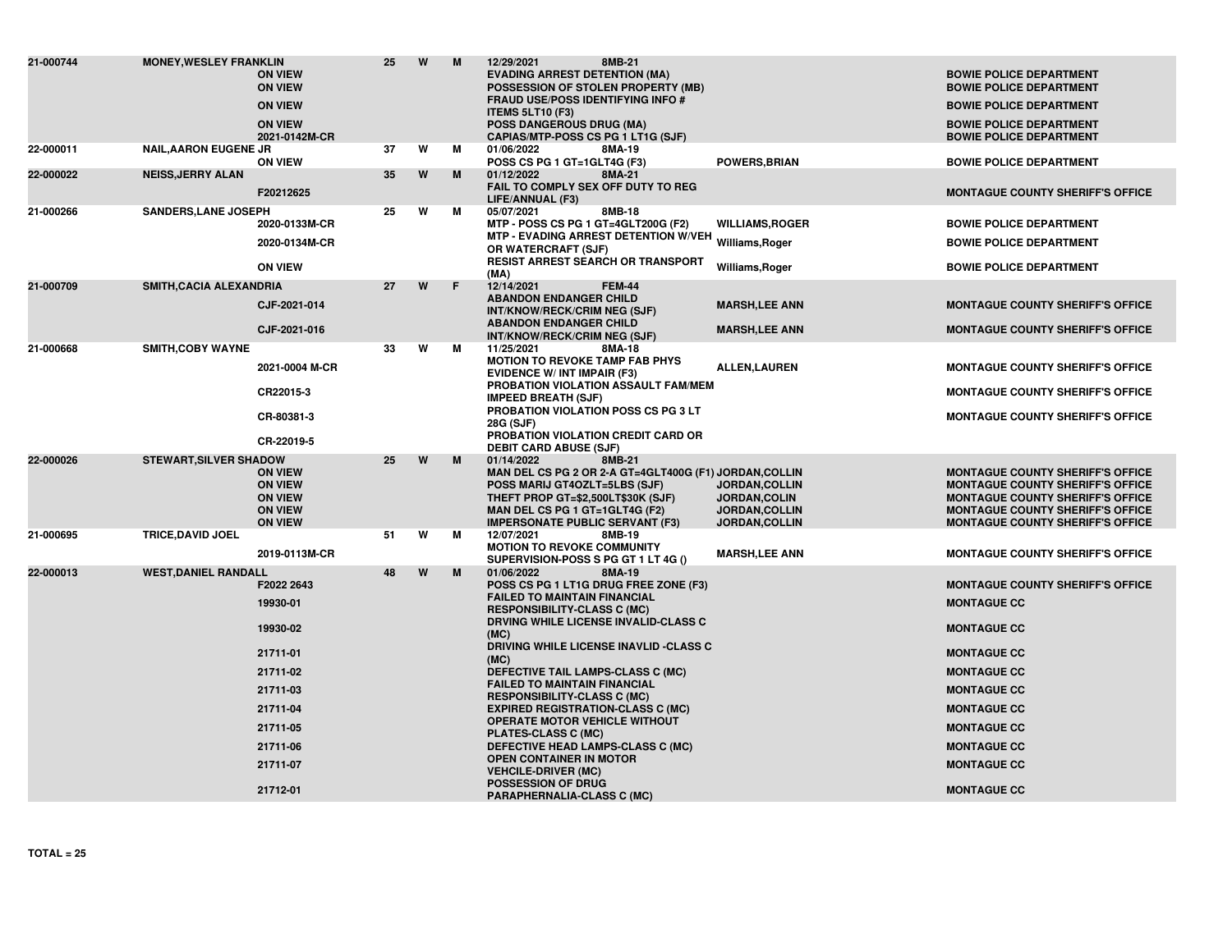| | | | | | | | | |
|---|---|---|---|---|---|---|---|---|
| 21-000744 | MONEY,WESLEY FRANKLIN | | 25 | W | M | 12/29/2021 8MB-21 | | |
| | | ON VIEW | | | | EVADING ARREST DETENTION (MA) | | BOWIE POLICE DEPARTMENT |
| | | ON VIEW | | | | POSSESSION OF STOLEN PROPERTY (MB) | | BOWIE POLICE DEPARTMENT |
| | | ON VIEW | | | | FRAUD USE/POSS IDENTIFYING INFO # ITEMS 5LT10 (F3) | | BOWIE POLICE DEPARTMENT |
| | | ON VIEW | | | | POSS DANGEROUS DRUG (MA) | | BOWIE POLICE DEPARTMENT |
| | | 2021-0142M-CR | | | | CAPIAS/MTP-POSS CS PG 1 LT1G (SJF) | | BOWIE POLICE DEPARTMENT |
| 22-000011 | NAIL,AARON EUGENE JR | | 37 | W | M | 01/06/2022 8MA-19 | | |
| | | ON VIEW | | | | POSS CS PG 1 GT=1GLT4G (F3) | POWERS,BRIAN | BOWIE POLICE DEPARTMENT |
| 22-000022 | NEISS,JERRY ALAN | | 35 | W | M | 01/12/2022 8MA-21 | | |
| | | F20212625 | | | | FAIL TO COMPLY SEX OFF DUTY TO REG LIFE/ANNUAL (F3) | | MONTAGUE COUNTY SHERIFF'S OFFICE |
| 21-000266 | SANDERS,LANE JOSEPH | | 25 | W | M | 05/07/2021 8MB-18 | | |
| | | 2020-0133M-CR | | | | MTP - POSS CS PG 1 GT=4GLT200G (F2) | WILLIAMS,ROGER | BOWIE POLICE DEPARTMENT |
| | | 2020-0134M-CR | | | | MTP - EVADING ARREST DETENTION W/VEH OR WATERCRAFT (SJF) | Williams,Roger | BOWIE POLICE DEPARTMENT |
| | | ON VIEW | | | | RESIST ARREST SEARCH OR TRANSPORT (MA) | Williams,Roger | BOWIE POLICE DEPARTMENT |
| 21-000709 | SMITH,CACIA ALEXANDRIA | | 27 | W | F | 12/14/2021 FEM-44 | | |
| | | CJF-2021-014 | | | | ABANDON ENDANGER CHILD INT/KNOW/RECK/CRIM NEG (SJF) | MARSH,LEE ANN | MONTAGUE COUNTY SHERIFF'S OFFICE |
| | | CJF-2021-016 | | | | ABANDON ENDANGER CHILD INT/KNOW/RECK/CRIM NEG (SJF) | MARSH,LEE ANN | MONTAGUE COUNTY SHERIFF'S OFFICE |
| 21-000668 | SMITH,COBY WAYNE | | 33 | W | M | 11/25/2021 8MA-18 | | |
| | | 2021-0004 M-CR | | | | MOTION TO REVOKE TAMP FAB PHYS EVIDENCE W/ INT IMPAIR (F3) | ALLEN,LAUREN | MONTAGUE COUNTY SHERIFF'S OFFICE |
| | | CR22015-3 | | | | PROBATION VIOLATION ASSAULT FAM/MEM IMPEED BREATH (SJF) | | MONTAGUE COUNTY SHERIFF'S OFFICE |
| | | CR-80381-3 | | | | PROBATION VIOLATION POSS CS PG 3 LT 28G (SJF) | | MONTAGUE COUNTY SHERIFF'S OFFICE |
| | | CR-22019-5 | | | | PROBATION VIOLATION CREDIT CARD OR DEBIT CARD ABUSE (SJF) | | |
| 22-000026 | STEWART,SILVER SHADOW | | 25 | W | M | 01/14/2022 8MB-21 | | |
| | | ON VIEW | | | | MAN DEL CS PG 2 OR 2-A GT=4GLT400G (F1) | JORDAN,COLLIN | MONTAGUE COUNTY SHERIFF'S OFFICE |
| | | ON VIEW | | | | POSS MARIJ GT4OZLT=5LBS (SJF) | JORDAN,COLLIN | MONTAGUE COUNTY SHERIFF'S OFFICE |
| | | ON VIEW | | | | THEFT PROP GT=$2,500LT$30K (SJF) | JORDAN,COLIN | MONTAGUE COUNTY SHERIFF'S OFFICE |
| | | ON VIEW | | | | MAN DEL CS PG 1 GT=1GLT4G (F2) | JORDAN,COLLIN | MONTAGUE COUNTY SHERIFF'S OFFICE |
| | | ON VIEW | | | | IMPERSONATE PUBLIC SERVANT (F3) | JORDAN,COLLIN | MONTAGUE COUNTY SHERIFF'S OFFICE |
| 21-000695 | TRICE,DAVID JOEL | | 51 | W | M | 12/07/2021 8MB-19 | | |
| | | 2019-0113M-CR | | | | MOTION TO REVOKE COMMUNITY SUPERVISION-POSS S PG GT 1 LT 4G () | MARSH,LEE ANN | MONTAGUE COUNTY SHERIFF'S OFFICE |
| 22-000013 | WEST,DANIEL RANDALL | | 48 | W | M | 01/06/2022 8MA-19 | | |
| | | F2022 2643 | | | | POSS CS PG 1 LT1G DRUG FREE ZONE (F3) | | MONTAGUE COUNTY SHERIFF'S OFFICE |
| | | 19930-01 | | | | FAILED TO MAINTAIN FINANCIAL RESPONSIBILITY-CLASS C (MC) | | MONTAGUE CC |
| | | 19930-02 | | | | DRVING WHILE LICENSE INVALID-CLASS C (MC) | | MONTAGUE CC |
| | | 21711-01 | | | | DRIVING WHILE LICENSE INAVLID -CLASS C (MC) | | MONTAGUE CC |
| | | 21711-02 | | | | DEFECTIVE TAIL LAMPS-CLASS C (MC) | | MONTAGUE CC |
| | | 21711-03 | | | | FAILED TO MAINTAIN FINANCIAL RESPONSIBILITY-CLASS C (MC) | | MONTAGUE CC |
| | | 21711-04 | | | | EXPIRED REGISTRATION-CLASS C (MC) | | MONTAGUE CC |
| | | 21711-05 | | | | OPERATE MOTOR VEHICLE WITHOUT PLATES-CLASS C (MC) | | MONTAGUE CC |
| | | 21711-06 | | | | DEFECTIVE HEAD LAMPS-CLASS C (MC) | | MONTAGUE CC |
| | | 21711-07 | | | | OPEN CONTAINER IN MOTOR VEHCILE-DRIVER (MC) | | MONTAGUE CC |
| | | 21712-01 | | | | POSSESSION OF DRUG PARAPHERNALIA-CLASS C (MC) | | MONTAGUE CC |

**TOTAL = 25**